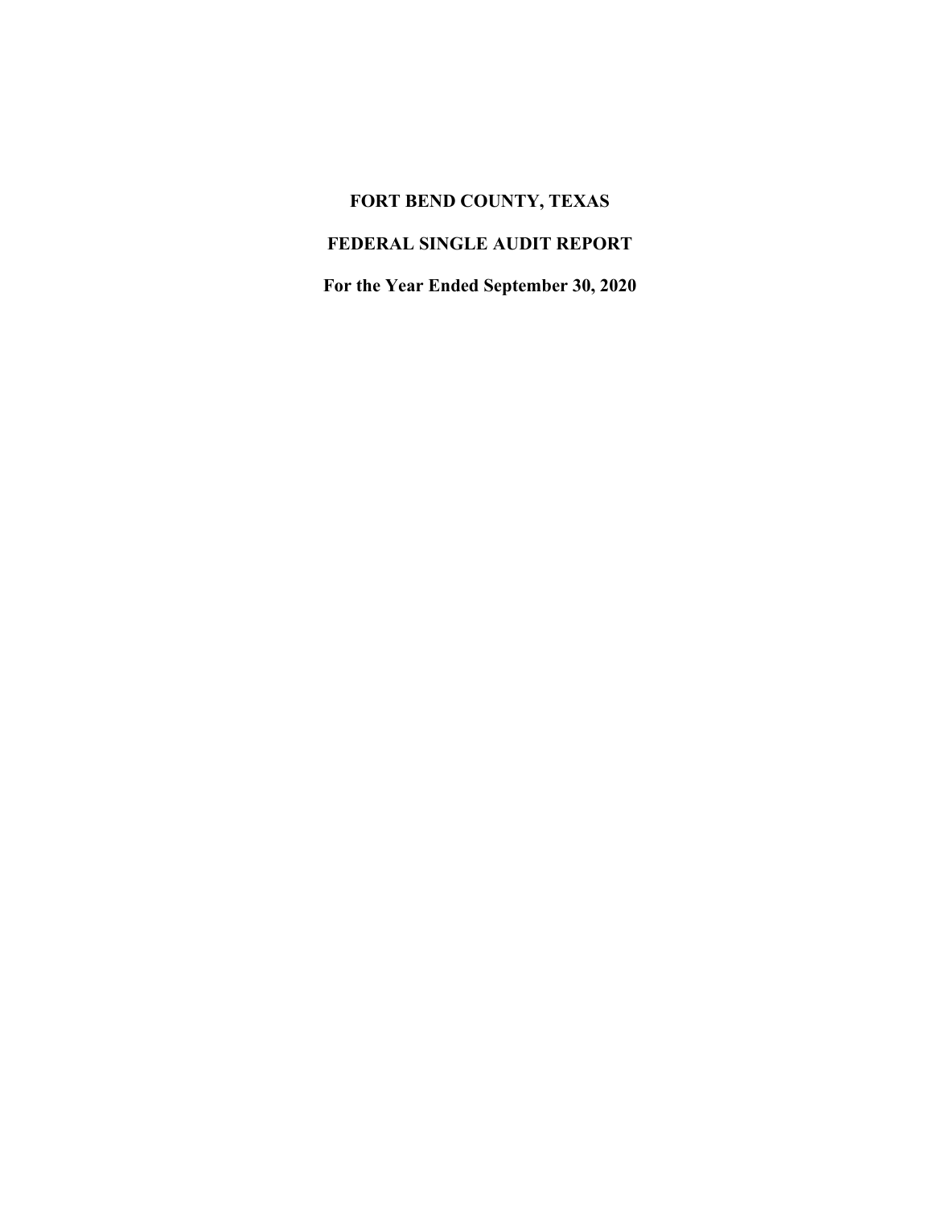# FORT BEND COUNTY, TEXAS

## FEDERAL SINGLE AUDIT REPORT

### For the Year Ended September 30, 2020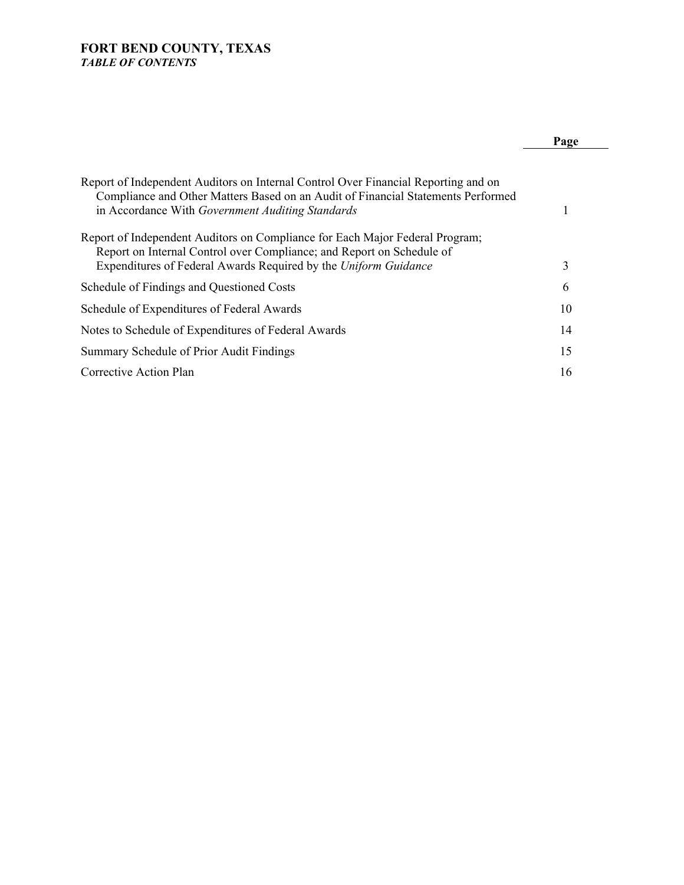# FORT BEND COUNTY, TEXAS
*TABLE OF CONTENTS*

| | Page |
|---|---|
| Report of Independent Auditors on Internal Control Over Financial Reporting and on Compliance and Other Matters Based on an Audit of Financial Statements Performed in Accordance With *Government Auditing Standards* | 1 |
| Report of Independent Auditors on Compliance for Each Major Federal Program; Report on Internal Control over Compliance; and Report on Schedule of Expenditures of Federal Awards Required by the *Uniform Guidance* | 3 |
| Schedule of Findings and Questioned Costs | 6 |
| Schedule of Expenditures of Federal Awards | 10 |
| Notes to Schedule of Expenditures of Federal Awards | 14 |
| Summary Schedule of Prior Audit Findings | 15 |
| Corrective Action Plan | 16 |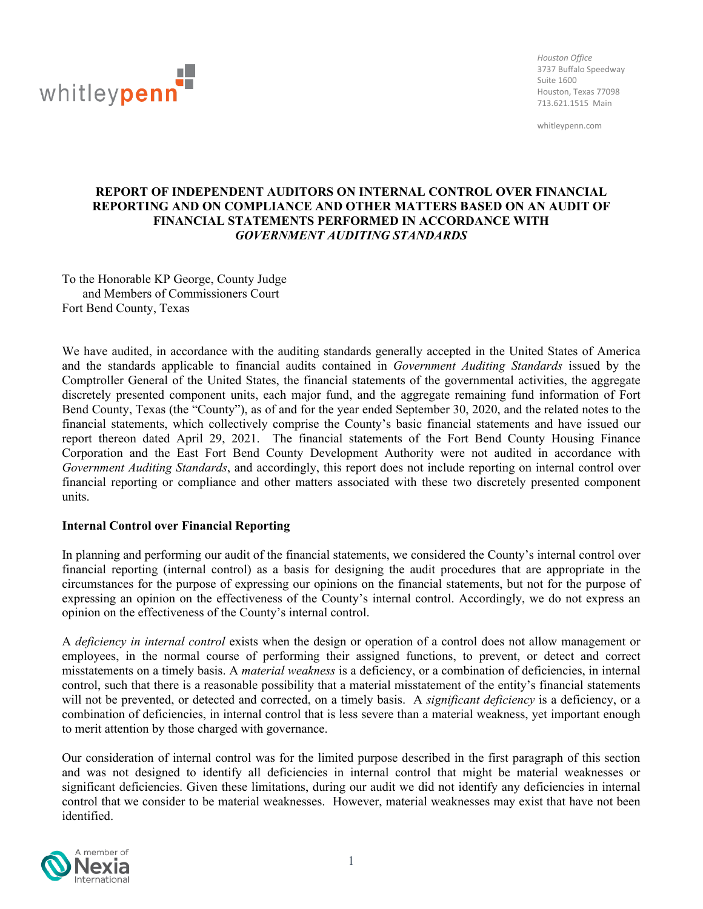whitleypenn

*Houston Office*
3737 Buffalo Speedway
Suite 1600
Houston, Texas 77098
713.621.1515 Main

whitleypenn.com

## REPORT OF INDEPENDENT AUDITORS ON INTERNAL CONTROL OVER FINANCIAL REPORTING AND ON COMPLIANCE AND OTHER MATTERS BASED ON AN AUDIT OF FINANCIAL STATEMENTS PERFORMED IN ACCORDANCE WITH *GOVERNMENT AUDITING STANDARDS*

To the Honorable KP George, County Judge
and Members of Commissioners Court
Fort Bend County, Texas

We have audited, in accordance with the auditing standards generally accepted in the United States of America and the standards applicable to financial audits contained in *Government Auditing Standards* issued by the Comptroller General of the United States, the financial statements of the governmental activities, the aggregate discretely presented component units, each major fund, and the aggregate remaining fund information of Fort Bend County, Texas (the "County"), as of and for the year ended September 30, 2020, and the related notes to the financial statements, which collectively comprise the County's basic financial statements and have issued our report thereon dated April 29, 2021. The financial statements of the Fort Bend County Housing Finance Corporation and the East Fort Bend County Development Authority were not audited in accordance with *Government Auditing Standards*, and accordingly, this report does not include reporting on internal control over financial reporting or compliance and other matters associated with these two discretely presented component units.

**Internal Control over Financial Reporting**

In planning and performing our audit of the financial statements, we considered the County's internal control over financial reporting (internal control) as a basis for designing the audit procedures that are appropriate in the circumstances for the purpose of expressing our opinions on the financial statements, but not for the purpose of expressing an opinion on the effectiveness of the County's internal control. Accordingly, we do not express an opinion on the effectiveness of the County's internal control.

A *deficiency in internal control* exists when the design or operation of a control does not allow management or employees, in the normal course of performing their assigned functions, to prevent, or detect and correct misstatements on a timely basis. A *material weakness* is a deficiency, or a combination of deficiencies, in internal control, such that there is a reasonable possibility that a material misstatement of the entity's financial statements will not be prevented, or detected and corrected, on a timely basis. A *significant deficiency* is a deficiency, or a combination of deficiencies, in internal control that is less severe than a material weakness, yet important enough to merit attention by those charged with governance.

Our consideration of internal control was for the limited purpose described in the first paragraph of this section and was not designed to identify all deficiencies in internal control that might be material weaknesses or significant deficiencies. Given these limitations, during our audit we did not identify any deficiencies in internal control that we consider to be material weaknesses. However, material weaknesses may exist that have not been identified.

A member of Nexia International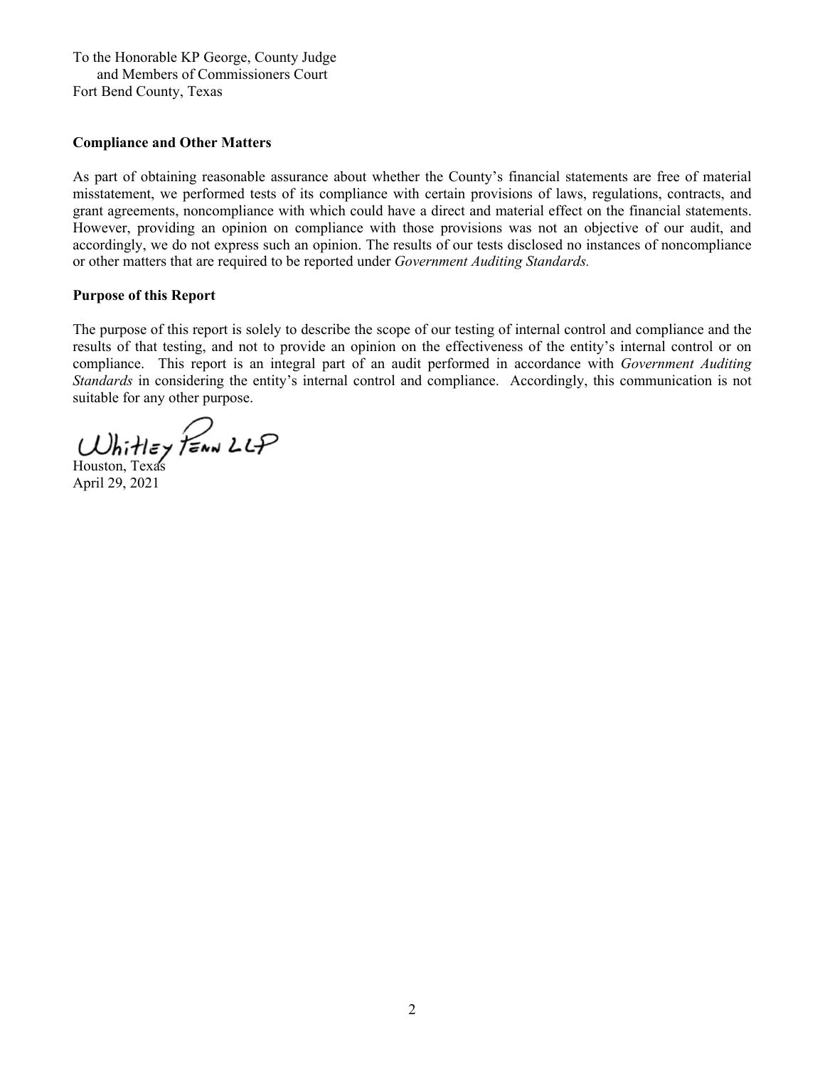To the Honorable KP George, County Judge
and Members of Commissioners Court
Fort Bend County, Texas

**Compliance and Other Matters**

As part of obtaining reasonable assurance about whether the County's financial statements are free of material misstatement, we performed tests of its compliance with certain provisions of laws, regulations, contracts, and grant agreements, noncompliance with which could have a direct and material effect on the financial statements. However, providing an opinion on compliance with those provisions was not an objective of our audit, and accordingly, we do not express such an opinion. The results of our tests disclosed no instances of noncompliance or other matters that are required to be reported under *Government Auditing Standards.*

**Purpose of this Report**

The purpose of this report is solely to describe the scope of our testing of internal control and compliance and the results of that testing, and not to provide an opinion on the effectiveness of the entity's internal control or on compliance. This report is an integral part of an audit performed in accordance with *Government Auditing Standards* in considering the entity's internal control and compliance. Accordingly, this communication is not suitable for any other purpose.

Whitley Penn LLP

Houston, Texas
April 29, 2021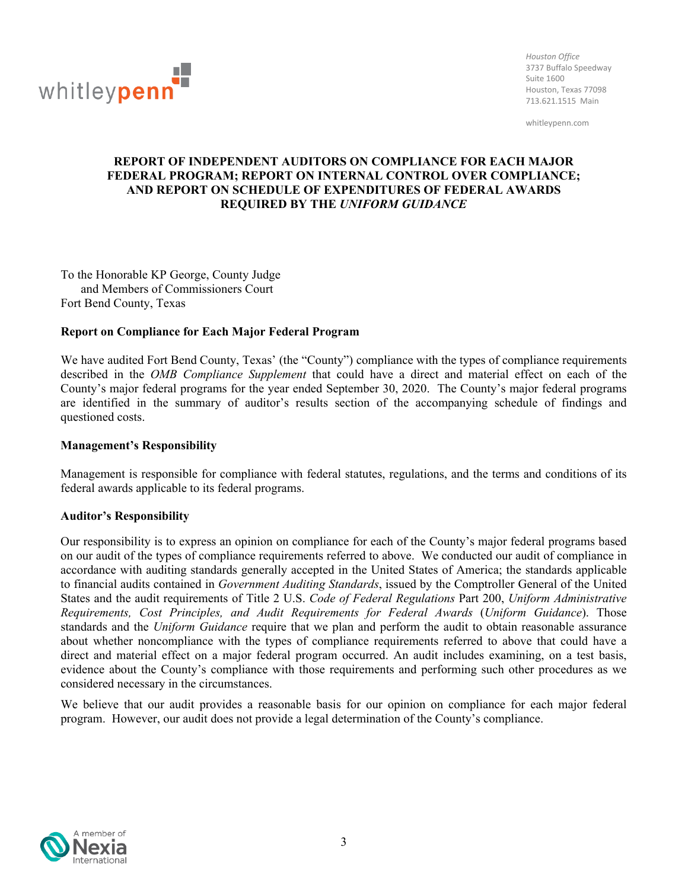Houston Office
3737 Buffalo Speedway
Suite 1600
Houston, Texas 77098
713.621.1515 Main

whitleypenn.com

## REPORT OF INDEPENDENT AUDITORS ON COMPLIANCE FOR EACH MAJOR FEDERAL PROGRAM; REPORT ON INTERNAL CONTROL OVER COMPLIANCE; AND REPORT ON SCHEDULE OF EXPENDITURES OF FEDERAL AWARDS REQUIRED BY THE *UNIFORM GUIDANCE*

To the Honorable KP George, County Judge
and Members of Commissioners Court
Fort Bend County, Texas

**Report on Compliance for Each Major Federal Program**

We have audited Fort Bend County, Texas' (the "County") compliance with the types of compliance requirements described in the *OMB Compliance Supplement* that could have a direct and material effect on each of the County's major federal programs for the year ended September 30, 2020. The County's major federal programs are identified in the summary of auditor's results section of the accompanying schedule of findings and questioned costs.

**Management's Responsibility**

Management is responsible for compliance with federal statutes, regulations, and the terms and conditions of its federal awards applicable to its federal programs.

**Auditor's Responsibility**

Our responsibility is to express an opinion on compliance for each of the County's major federal programs based on our audit of the types of compliance requirements referred to above. We conducted our audit of compliance in accordance with auditing standards generally accepted in the United States of America; the standards applicable to financial audits contained in *Government Auditing Standards*, issued by the Comptroller General of the United States and the audit requirements of Title 2 U.S. *Code of Federal Regulations* Part 200, *Uniform Administrative Requirements, Cost Principles, and Audit Requirements for Federal Awards* (*Uniform Guidance*). Those standards and the *Uniform Guidance* require that we plan and perform the audit to obtain reasonable assurance about whether noncompliance with the types of compliance requirements referred to above that could have a direct and material effect on a major federal program occurred. An audit includes examining, on a test basis, evidence about the County's compliance with those requirements and performing such other procedures as we considered necessary in the circumstances.

We believe that our audit provides a reasonable basis for our opinion on compliance for each major federal program. However, our audit does not provide a legal determination of the County's compliance.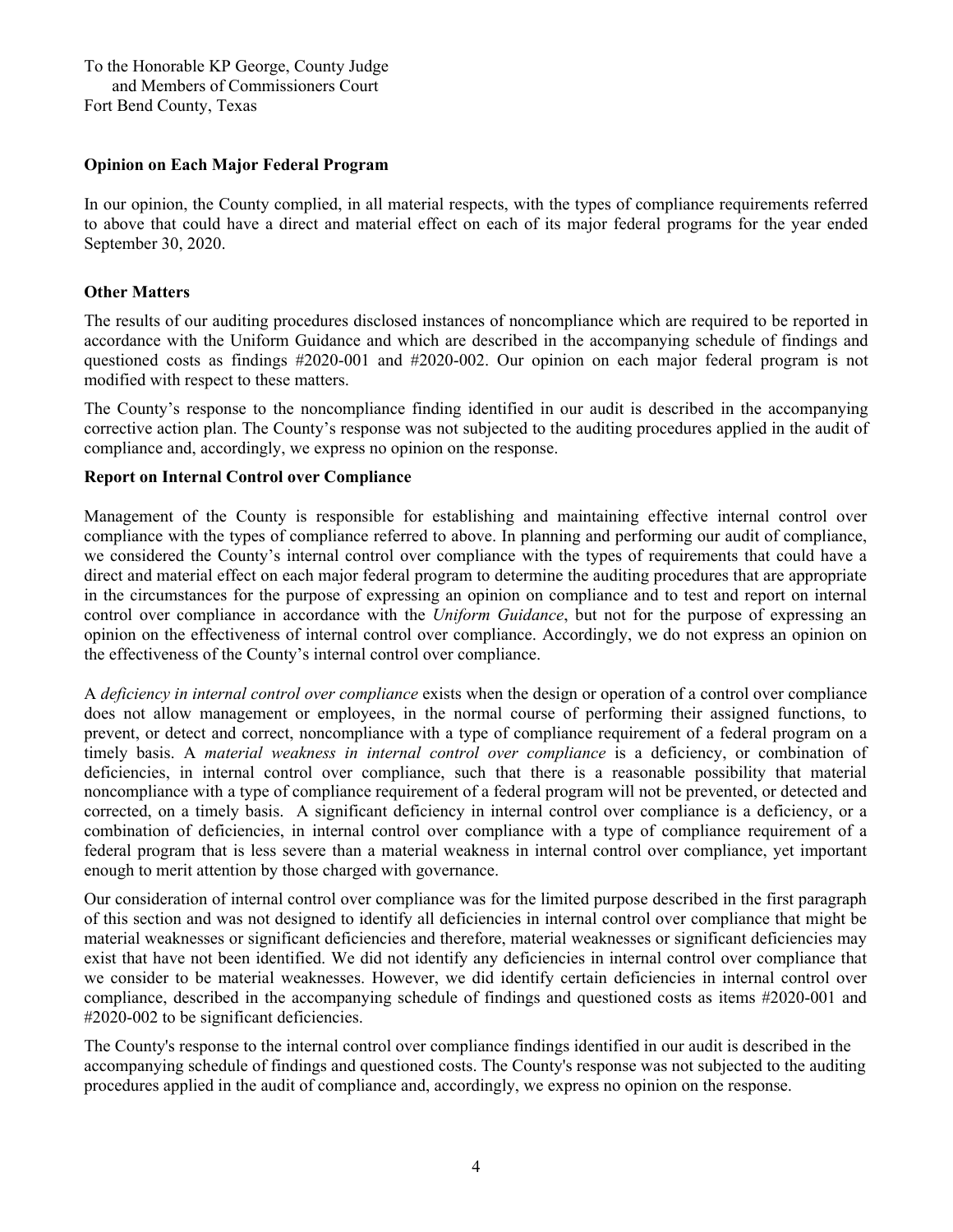To the Honorable KP George, County Judge
and Members of Commissioners Court
Fort Bend County, Texas

**Opinion on Each Major Federal Program**

In our opinion, the County complied, in all material respects, with the types of compliance requirements referred to above that could have a direct and material effect on each of its major federal programs for the year ended September 30, 2020.

**Other Matters**

The results of our auditing procedures disclosed instances of noncompliance which are required to be reported in accordance with the Uniform Guidance and which are described in the accompanying schedule of findings and questioned costs as findings #2020-001 and #2020-002. Our opinion on each major federal program is not modified with respect to these matters.

The County's response to the noncompliance finding identified in our audit is described in the accompanying corrective action plan. The County's response was not subjected to the auditing procedures applied in the audit of compliance and, accordingly, we express no opinion on the response.

**Report on Internal Control over Compliance**

Management of the County is responsible for establishing and maintaining effective internal control over compliance with the types of compliance referred to above. In planning and performing our audit of compliance, we considered the County's internal control over compliance with the types of requirements that could have a direct and material effect on each major federal program to determine the auditing procedures that are appropriate in the circumstances for the purpose of expressing an opinion on compliance and to test and report on internal control over compliance in accordance with the *Uniform Guidance*, but not for the purpose of expressing an opinion on the effectiveness of internal control over compliance. Accordingly, we do not express an opinion on the effectiveness of the County's internal control over compliance.

A *deficiency in internal control over compliance* exists when the design or operation of a control over compliance does not allow management or employees, in the normal course of performing their assigned functions, to prevent, or detect and correct, noncompliance with a type of compliance requirement of a federal program on a timely basis. A *material weakness in internal control over compliance* is a deficiency, or combination of deficiencies, in internal control over compliance, such that there is a reasonable possibility that material noncompliance with a type of compliance requirement of a federal program will not be prevented, or detected and corrected, on a timely basis. A significant deficiency in internal control over compliance is a deficiency, or a combination of deficiencies, in internal control over compliance with a type of compliance requirement of a federal program that is less severe than a material weakness in internal control over compliance, yet important enough to merit attention by those charged with governance.

Our consideration of internal control over compliance was for the limited purpose described in the first paragraph of this section and was not designed to identify all deficiencies in internal control over compliance that might be material weaknesses or significant deficiencies and therefore, material weaknesses or significant deficiencies may exist that have not been identified. We did not identify any deficiencies in internal control over compliance that we consider to be material weaknesses. However, we did identify certain deficiencies in internal control over compliance, described in the accompanying schedule of findings and questioned costs as items #2020-001 and #2020-002 to be significant deficiencies.

The County's response to the internal control over compliance findings identified in our audit is described in the accompanying schedule of findings and questioned costs. The County's response was not subjected to the auditing procedures applied in the audit of compliance and, accordingly, we express no opinion on the response.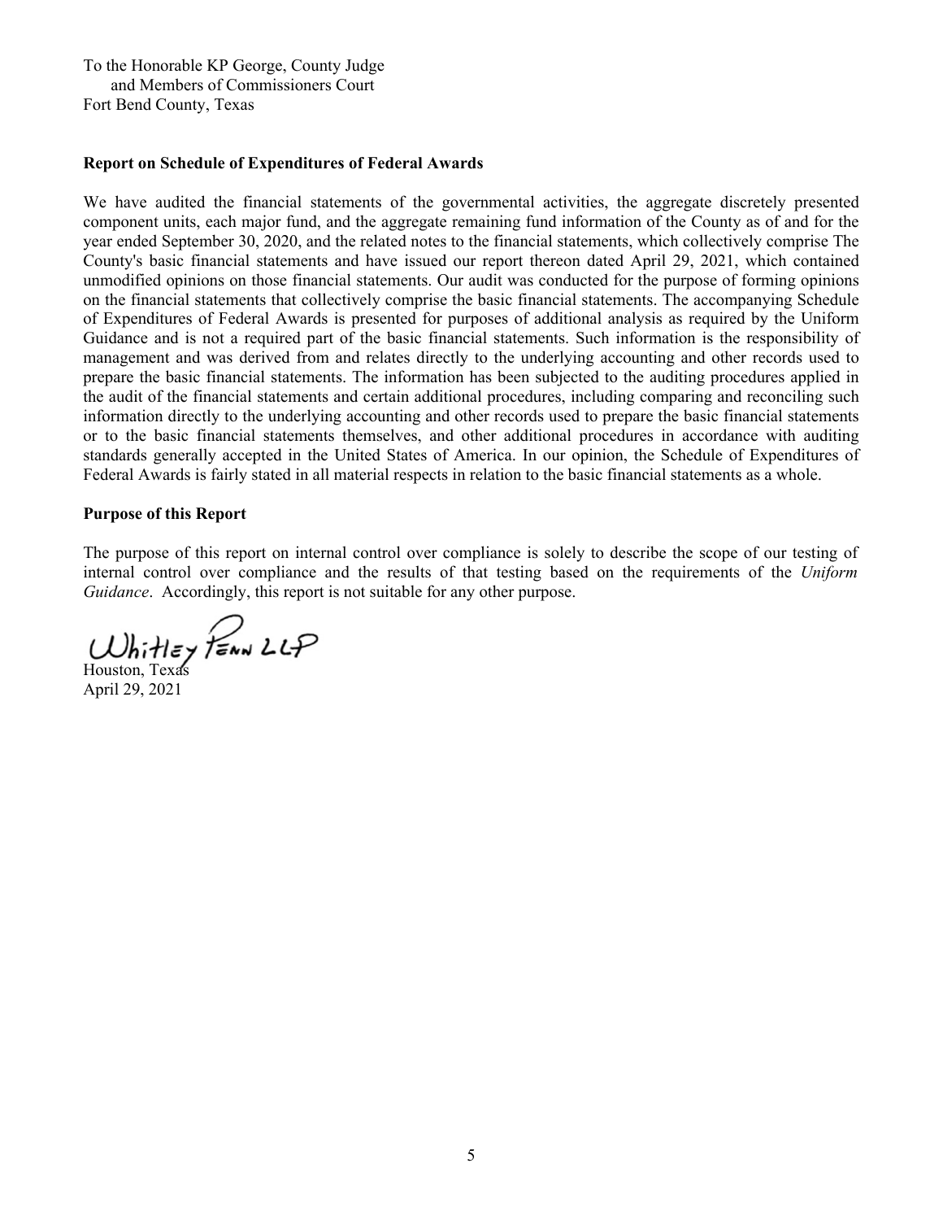To the Honorable KP George, County Judge
and Members of Commissioners Court
Fort Bend County, Texas

**Report on Schedule of Expenditures of Federal Awards**

We have audited the financial statements of the governmental activities, the aggregate discretely presented component units, each major fund, and the aggregate remaining fund information of the County as of and for the year ended September 30, 2020, and the related notes to the financial statements, which collectively comprise The County's basic financial statements and have issued our report thereon dated April 29, 2021, which contained unmodified opinions on those financial statements. Our audit was conducted for the purpose of forming opinions on the financial statements that collectively comprise the basic financial statements. The accompanying Schedule of Expenditures of Federal Awards is presented for purposes of additional analysis as required by the Uniform Guidance and is not a required part of the basic financial statements. Such information is the responsibility of management and was derived from and relates directly to the underlying accounting and other records used to prepare the basic financial statements. The information has been subjected to the auditing procedures applied in the audit of the financial statements and certain additional procedures, including comparing and reconciling such information directly to the underlying accounting and other records used to prepare the basic financial statements or to the basic financial statements themselves, and other additional procedures in accordance with auditing standards generally accepted in the United States of America. In our opinion, the Schedule of Expenditures of Federal Awards is fairly stated in all material respects in relation to the basic financial statements as a whole.

**Purpose of this Report**

The purpose of this report on internal control over compliance is solely to describe the scope of our testing of internal control over compliance and the results of that testing based on the requirements of the *Uniform Guidance*. Accordingly, this report is not suitable for any other purpose.

Whitley Penn LLP

Houston, Texas
April 29, 2021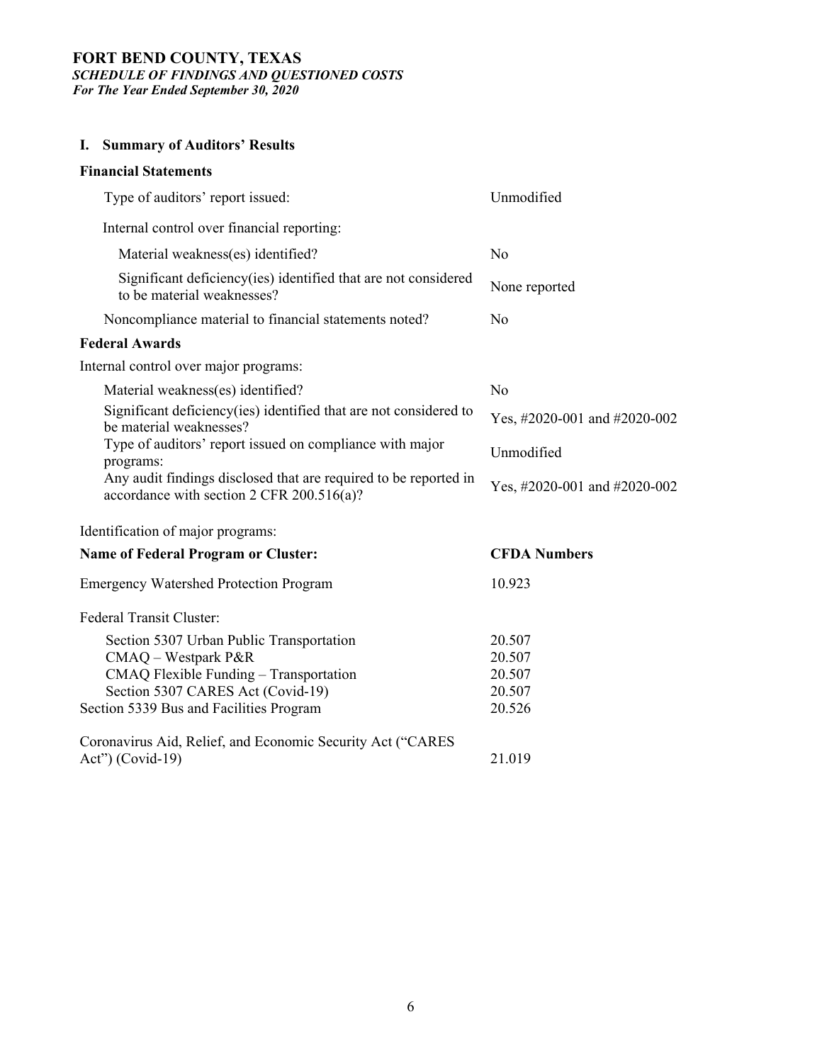# FORT BEND COUNTY, TEXAS

***SCHEDULE OF FINDINGS AND QUESTIONED COSTS***

***For The Year Ended September 30, 2020***

## I. Summary of Auditors' Results

### Financial Statements

| | |
|---|---|
| Type of auditors' report issued: | Unmodified |
| Internal control over financial reporting: | |
| Material weakness(es) identified? | No |
| Significant deficiency(ies) identified that are not considered to be material weaknesses? | None reported |
| Noncompliance material to financial statements noted? | No |

### Federal Awards

| | |
|---|---|
| Internal control over major programs: | |
| Material weakness(es) identified? | No |
| Significant deficiency(ies) identified that are not considered to be material weaknesses? | Yes, #2020-001 and #2020-002 |
| Type of auditors' report issued on compliance with major programs: | Unmodified |
| Any audit findings disclosed that are required to be reported in accordance with section 2 CFR 200.516(a)? | Yes, #2020-001 and #2020-002 |

Identification of major programs:

| Name of Federal Program or Cluster: | CFDA Numbers |
|---|---|
| Emergency Watershed Protection Program | 10.923 |
| Federal Transit Cluster: | |
| Section 5307 Urban Public Transportation | 20.507 |
| CMAQ – Westpark P&R | 20.507 |
| CMAQ Flexible Funding – Transportation | 20.507 |
| Section 5307 CARES Act (Covid-19) | 20.507 |
| Section 5339 Bus and Facilities Program | 20.526 |
| Coronavirus Aid, Relief, and Economic Security Act ("CARES Act") (Covid-19) | 21.019 |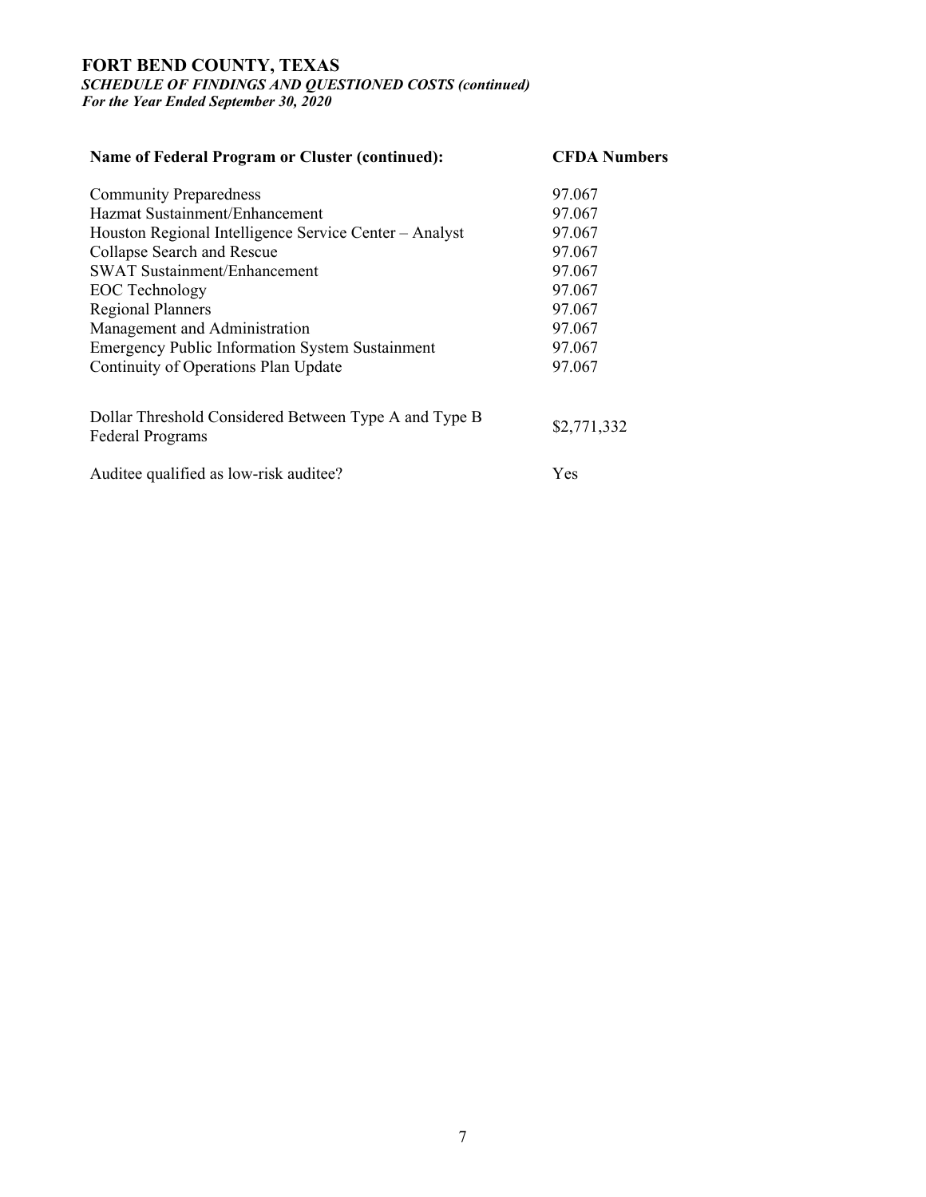# FORT BEND COUNTY, TEXAS

***SCHEDULE OF FINDINGS AND QUESTIONED COSTS (continued)***
***For the Year Ended September 30, 2020***

| Name of Federal Program or Cluster (continued): | CFDA Numbers |
|---|---|
| Community Preparedness | 97.067 |
| Hazmat Sustainment/Enhancement | 97.067 |
| Houston Regional Intelligence Service Center – Analyst | 97.067 |
| Collapse Search and Rescue | 97.067 |
| SWAT Sustainment/Enhancement | 97.067 |
| EOC Technology | 97.067 |
| Regional Planners | 97.067 |
| Management and Administration | 97.067 |
| Emergency Public Information System Sustainment | 97.067 |
| Continuity of Operations Plan Update | 97.067 |

| | |
|---|---|
| Dollar Threshold Considered Between Type A and Type B Federal Programs | $2,771,332 |
| Auditee qualified as low-risk auditee? | Yes |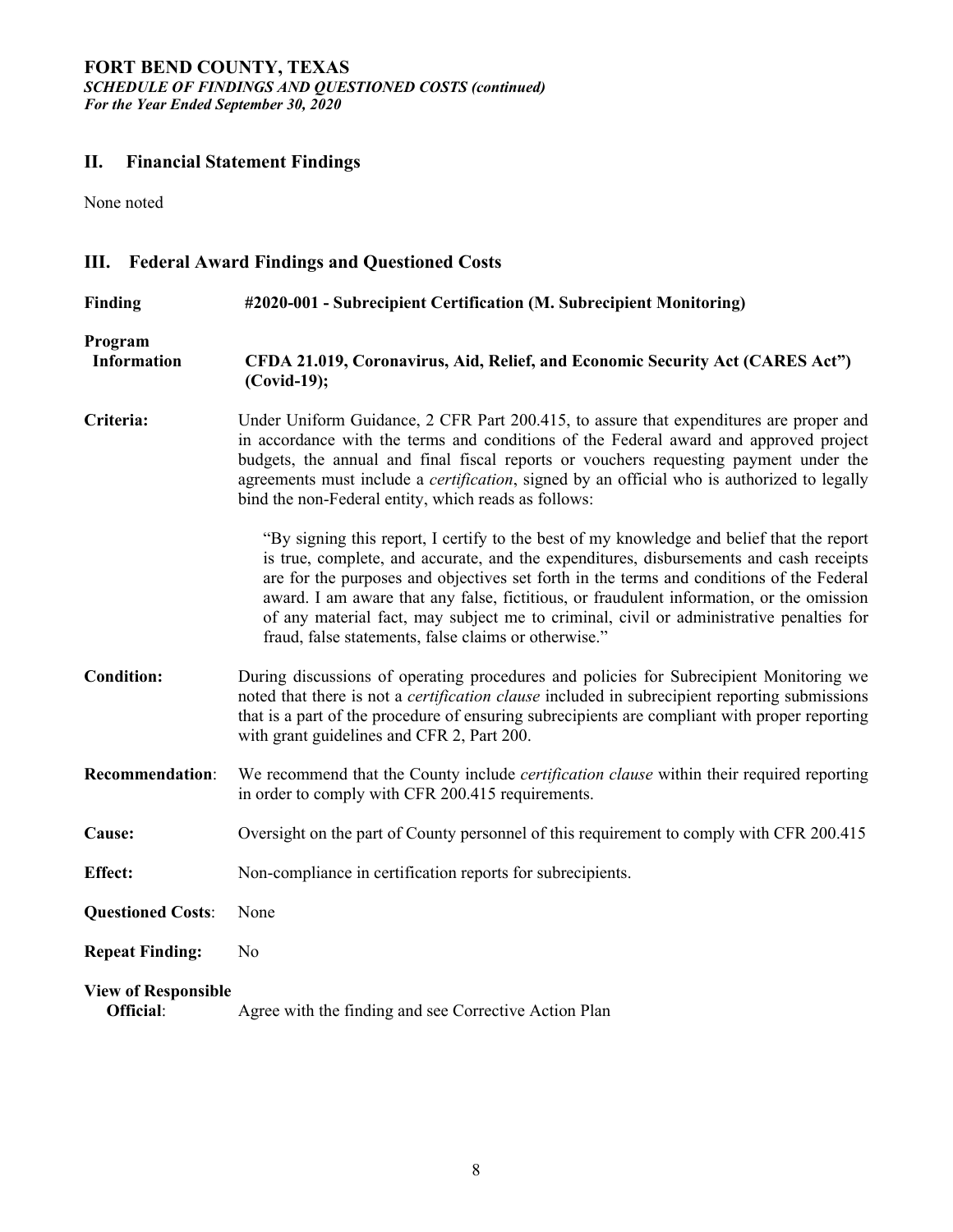**FORT BEND COUNTY, TEXAS**
***SCHEDULE OF FINDINGS AND QUESTIONED COSTS (continued)***
***For the Year Ended September 30, 2020***

## II. Financial Statement Findings

None noted

## III. Federal Award Findings and Questioned Costs

**Finding** **#2020-001 - Subrecipient Certification (M. Subrecipient Monitoring)**

**Program Information** **CFDA 21.019, Coronavirus, Aid, Relief, and Economic Security Act (CARES Act") (Covid-19);**

**Criteria:** Under Uniform Guidance, 2 CFR Part 200.415, to assure that expenditures are proper and in accordance with the terms and conditions of the Federal award and approved project budgets, the annual and final fiscal reports or vouchers requesting payment under the agreements must include a *certification*, signed by an official who is authorized to legally bind the non-Federal entity, which reads as follows:

> "By signing this report, I certify to the best of my knowledge and belief that the report is true, complete, and accurate, and the expenditures, disbursements and cash receipts are for the purposes and objectives set forth in the terms and conditions of the Federal award. I am aware that any false, fictitious, or fraudulent information, or the omission of any material fact, may subject me to criminal, civil or administrative penalties for fraud, false statements, false claims or otherwise."

**Condition:** During discussions of operating procedures and policies for Subrecipient Monitoring we noted that there is not a *certification clause* included in subrecipient reporting submissions that is a part of the procedure of ensuring subrecipients are compliant with proper reporting with grant guidelines and CFR 2, Part 200.

**Recommendation**: We recommend that the County include *certification clause* within their required reporting in order to comply with CFR 200.415 requirements.

**Cause:** Oversight on the part of County personnel of this requirement to comply with CFR 200.415

**Effect:** Non-compliance in certification reports for subrecipients.

**Questioned Costs**: None

**Repeat Finding:** No

**View of Responsible Official**: Agree with the finding and see Corrective Action Plan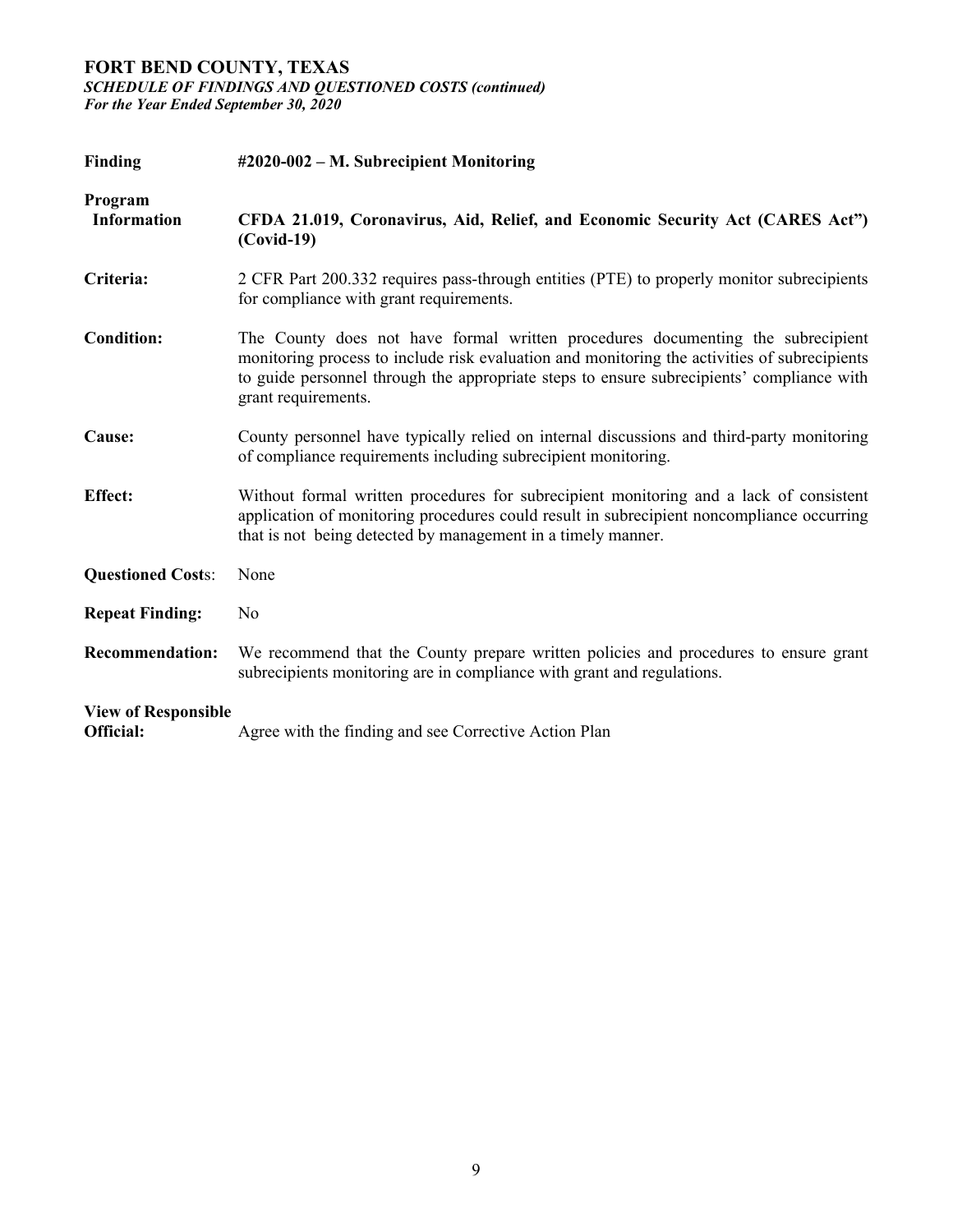# FORT BEND COUNTY, TEXAS

***SCHEDULE OF FINDINGS AND QUESTIONED COSTS (continued)***
***For the Year Ended September 30, 2020***

| | |
|---|---|
| **Finding** | **#2020-002 – M. Subrecipient Monitoring** |
| **Program Information** | **CFDA 21.019, Coronavirus, Aid, Relief, and Economic Security Act (CARES Act") (Covid-19)** |
| **Criteria:** | 2 CFR Part 200.332 requires pass-through entities (PTE) to properly monitor subrecipients for compliance with grant requirements. |
| **Condition:** | The County does not have formal written procedures documenting the subrecipient monitoring process to include risk evaluation and monitoring the activities of subrecipients to guide personnel through the appropriate steps to ensure subrecipients' compliance with grant requirements. |
| **Cause:** | County personnel have typically relied on internal discussions and third-party monitoring of compliance requirements including subrecipient monitoring. |
| **Effect:** | Without formal written procedures for subrecipient monitoring and a lack of consistent application of monitoring procedures could result in subrecipient noncompliance occurring that is not being detected by management in a timely manner. |
| **Questioned Costs:** | None |
| **Repeat Finding:** | No |
| **Recommendation:** | We recommend that the County prepare written policies and procedures to ensure grant subrecipients monitoring are in compliance with grant and regulations. |
| **View of Responsible Official:** | Agree with the finding and see Corrective Action Plan |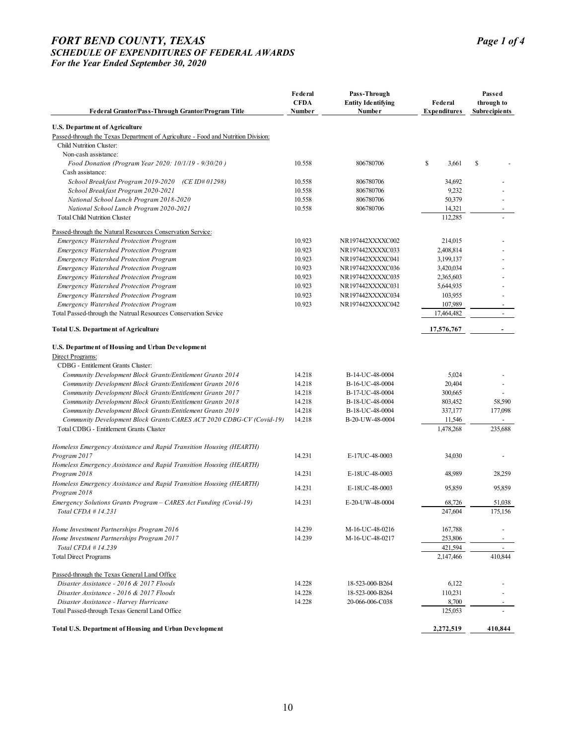# FORT BEND COUNTY, TEXAS
## SCHEDULE OF EXPENDITURES OF FEDERAL AWARDS
### For the Year Ended September 30, 2020

| Federal Grantor/Pass-Through Grantor/Program Title | Federal CFDA Number | Pass-Through Entity Identifying Number | Federal Expenditures | Passed through to Subrecipients |
|---|---|---|---|---|
| **U.S. Department of Agriculture** | | | | |
| Passed-through the Texas Department of Agriculture - Food and Nutrition Division: | | | | |
| Child Nutrition Cluster: | | | | |
| Non-cash assistance: | | | | |
| *Food Donation (Program Year 2020: 10/1/19 - 9/30/20 )* | 10.558 | 806780706 | $ 3,661 | $ - |
| Cash assistance: | | | | |
| *School Breakfast Program 2019-2020 (CE ID# 01298)* | 10.558 | 806780706 | 34,692 | - |
| *School Breakfast Program 2020-2021* | 10.558 | 806780706 | 9,232 | - |
| *National School Lunch Program 2018-2020* | 10.558 | 806780706 | 50,379 | - |
| *National School Lunch Program 2020-2021* | 10.558 | 806780706 | 14,321 | - |
| Total Child Nutrition Cluster | | | 112,285 | - |
| Passed-through the Natural Resources Conservation Service: | | | | |
| *Emergency Watershed Protection Program* | 10.923 | NR197442XXXXC002 | 214,015 | - |
| *Emergency Watershed Protection Program* | 10.923 | NR197442XXXXC033 | 2,408,814 | - |
| *Emergency Watershed Protection Program* | 10.923 | NR197442XXXXC041 | 3,199,137 | - |
| *Emergency Watershed Protection Program* | 10.923 | NR197442XXXXC036 | 3,420,034 | - |
| *Emergency Watershed Protection Program* | 10.923 | NR197442XXXXC035 | 2,365,603 | - |
| *Emergency Watershed Protection Program* | 10.923 | NR197442XXXXC031 | 5,644,935 | - |
| *Emergency Watershed Protection Program* | 10.923 | NR197442XXXXC034 | 103,955 | - |
| *Emergency Watershed Protection Program* | 10.923 | NR197442XXXXC042 | 107,989 | - |
| Total Passed-through the Natrual Resources Conservation Sevice | | | 17,464,482 | - |
| **Total U.S. Department of Agriculture** | | | **17,576,767** | **-** |
| **U.S. Department of Housing and Urban Development** | | | | |
| Direct Programs: | | | | |
| CDBG - Entitlement Grants Cluster: | | | | |
| *Community Development Block Grants/Entitlement Grants 2014* | 14.218 | B-14-UC-48-0004 | 5,024 | - |
| *Community Development Block Grants/Entitlement Grants 2016* | 14.218 | B-16-UC-48-0004 | 20,404 | - |
| *Community Development Block Grants/Entitlement Grants 2017* | 14.218 | B-17-UC-48-0004 | 300,665 | - |
| *Community Development Block Grants/Entitlement Grants 2018* | 14.218 | B-18-UC-48-0004 | 803,452 | 58,590 |
| *Community Development Block Grants/Entitlement Grants 2019* | 14.218 | B-18-UC-48-0004 | 337,177 | 177,098 |
| *Community Development Block Grants/CARES ACT 2020 CDBG-CV (Covid-19)* | 14.218 | B-20-UW-48-0004 | 11,546 | - |
| Total CDBG - Entitlement Grants Cluster | | | 1,478,268 | 235,688 |
| *Homeless Emergency Assistance and Rapid Transition Housing (HEARTH) Program 2017* | 14.231 | E-17UC-48-0003 | 34,030 | - |
| *Homeless Emergency Assistance and Rapid Transition Housing (HEARTH) Program 2018* | 14.231 | E-18UC-48-0003 | 48,989 | 28,259 |
| *Homeless Emergency Assistance and Rapid Transition Housing (HEARTH) Program 2018* | 14.231 | E-18UC-48-0003 | 95,859 | 95,859 |
| *Emergency Solutions Grants Program – CARES Act Funding (Covid-19)* | 14.231 | E-20-UW-48-0004 | 68,726 | 51,038 |
| *Total CFDA # 14.231* | | | 247,604 | 175,156 |
| *Home Investment Partnerships Program 2016* | 14.239 | M-16-UC-48-0216 | 167,788 | - |
| *Home Investment Partnerships Program 2017* | 14.239 | M-16-UC-48-0217 | 253,806 | - |
| *Total CFDA # 14.239* | | | 421,594 | - |
| Total Direct Programs | | | 2,147,466 | 410,844 |
| Passed-through the Texas General Land Office | | | | |
| *Disaster Assistance - 2016 & 2017 Floods* | 14.228 | 18-523-000-B264 | 6,122 | - |
| *Disaster Assistance - 2016 & 2017 Floods* | 14.228 | 18-523-000-B264 | 110,231 | - |
| *Disaster Assistance - Harvey Hurricane* | 14.228 | 20-066-006-C038 | 8,700 | - |
| Total Passed-through Texas General Land Office | | | 125,053 | - |
| **Total U.S. Department of Housing and Urban Development** | | | **2,272,519** | **410,844** |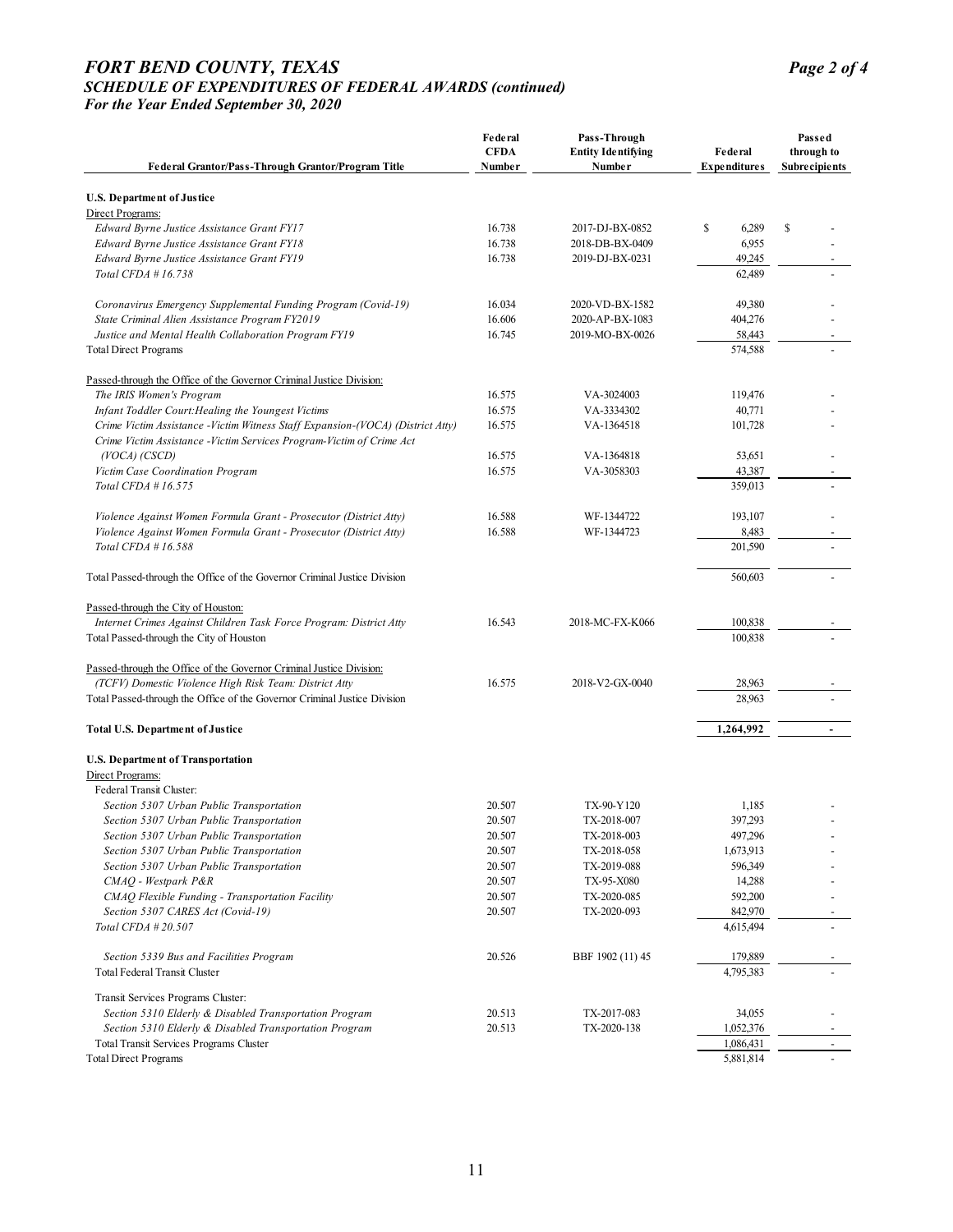# FORT BEND COUNTY, TEXAS
## SCHEDULE OF EXPENDITURES OF FEDERAL AWARDS (continued)
### For the Year Ended September 30, 2020

| Federal Grantor/Pass-Through Grantor/Program Title | Federal CFDA Number | Pass-Through Entity Identifying Number | Federal Expenditures | Passed through to Subrecipients |
|---|---|---|---|---|
| **U.S. Department of Justice** | | | | |
| Direct Programs: | | | | |
| *Edward Byrne Justice Assistance Grant FY17* | 16.738 | 2017-DJ-BX-0852 | $ 6,289 | $ - |
| *Edward Byrne Justice Assistance Grant FY18* | 16.738 | 2018-DB-BX-0409 | 6,955 | - |
| *Edward Byrne Justice Assistance Grant FY19* | 16.738 | 2019-DJ-BX-0231 | 49,245 | - |
| *Total CFDA # 16.738* | | | 62,489 | - |
| *Coronavirus Emergency Supplemental Funding Program (Covid-19)* | 16.034 | 2020-VD-BX-1582 | 49,380 | - |
| *State Criminal Alien Assistance Program FY2019* | 16.606 | 2020-AP-BX-1083 | 404,276 | - |
| *Justice and Mental Health Collaboration Program FY19* | 16.745 | 2019-MO-BX-0026 | 58,443 | - |
| Total Direct Programs | | | 574,588 | - |
| Passed-through the Office of the Governor Criminal Justice Division: | | | | |
| *The IRIS Women's Program* | 16.575 | VA-3024003 | 119,476 | - |
| *Infant Toddler Court:Healing the Youngest Victims* | 16.575 | VA-3334302 | 40,771 | - |
| *Crime Victim Assistance -Victim Witness Staff Expansion-(VOCA) (District Atty)* | 16.575 | VA-1364518 | 101,728 | - |
| *Crime Victim Assistance -Victim Services Program-Victim of Crime Act (VOCA) (CSCD)* | 16.575 | VA-1364818 | 53,651 | - |
| *Victim Case Coordination Program* | 16.575 | VA-3058303 | 43,387 | - |
| *Total CFDA # 16.575* | | | 359,013 | - |
| *Violence Against Women Formula Grant - Prosecutor (District Atty)* | 16.588 | WF-1344722 | 193,107 | - |
| *Violence Against Women Formula Grant - Prosecutor (District Atty)* | 16.588 | WF-1344723 | 8,483 | - |
| *Total CFDA # 16.588* | | | 201,590 | - |
| Total Passed-through the Office of the Governor Criminal Justice Division | | | 560,603 | - |
| Passed-through the City of Houston: | | | | |
| *Internet Crimes Against Children Task Force Program: District Atty* | 16.543 | 2018-MC-FX-K066 | 100,838 | - |
| Total Passed-through the City of Houston | | | 100,838 | - |
| Passed-through the Office of the Governor Criminal Justice Division: | | | | |
| *(TCFV) Domestic Violence High Risk Team: District Atty* | 16.575 | 2018-V2-GX-0040 | 28,963 | - |
| Total Passed-through the Office of the Governor Criminal Justice Division | | | 28,963 | - |
| **Total U.S. Department of Justice** | | | **1,264,992** | **-** |
| **U.S. Department of Transportation** | | | | |
| Direct Programs: | | | | |
| Federal Transit Cluster: | | | | |
| *Section 5307 Urban Public Transportation* | 20.507 | TX-90-Y120 | 1,185 | - |
| *Section 5307 Urban Public Transportation* | 20.507 | TX-2018-007 | 397,293 | - |
| *Section 5307 Urban Public Transportation* | 20.507 | TX-2018-003 | 497,296 | - |
| *Section 5307 Urban Public Transportation* | 20.507 | TX-2018-058 | 1,673,913 | - |
| *Section 5307 Urban Public Transportation* | 20.507 | TX-2019-088 | 596,349 | - |
| *CMAQ - Westpark P&R* | 20.507 | TX-95-X080 | 14,288 | - |
| *CMAQ Flexible Funding - Transportation Facility* | 20.507 | TX-2020-085 | 592,200 | - |
| *Section 5307 CARES Act (Covid-19)* | 20.507 | TX-2020-093 | 842,970 | - |
| *Total CFDA # 20.507* | | | 4,615,494 | - |
| *Section 5339 Bus and Facilities Program* | 20.526 | BBF 1902 (11) 45 | 179,889 | - |
| Total Federal Transit Cluster | | | 4,795,383 | - |
| Transit Services Programs Cluster: | | | | |
| *Section 5310 Elderly & Disabled Transportation Program* | 20.513 | TX-2017-083 | 34,055 | - |
| *Section 5310 Elderly & Disabled Transportation Program* | 20.513 | TX-2020-138 | 1,052,376 | - |
| Total Transit Services Programs Cluster | | | 1,086,431 | - |
| Total Direct Programs | | | 5,881,814 | - |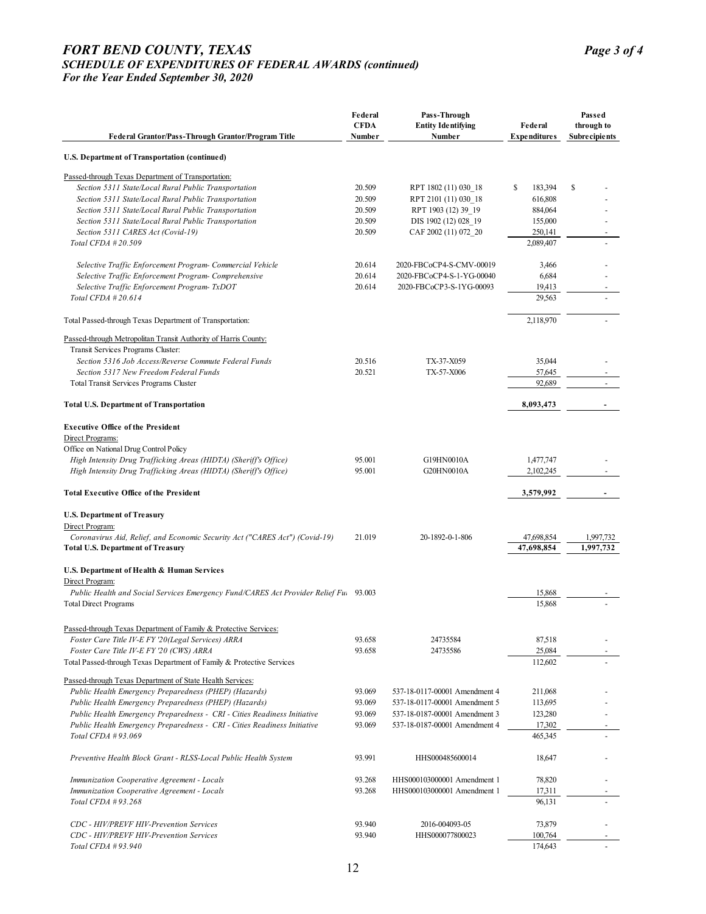# FORT BEND COUNTY, TEXAS
## SCHEDULE OF EXPENDITURES OF FEDERAL AWARDS (continued)
### For the Year Ended September 30, 2020

| Federal Grantor/Pass-Through Grantor/Program Title | Federal CFDA Number | Pass-Through Entity Identifying Number | Federal Expenditures | Passed through to Subrecipients |
|---|---|---|---|---|
| **U.S. Department of Transportation (continued)** | | | | |
| Passed-through Texas Department of Transportation: | | | | |
| *Section 5311 State/Local Rural Public Transportation* | 20.509 | RPT 1802 (11) 030_18 | $ 183,394 | $ - |
| *Section 5311 State/Local Rural Public Transportation* | 20.509 | RPT 2101 (11) 030_18 | 616,808 | - |
| *Section 5311 State/Local Rural Public Transportation* | 20.509 | RPT 1903 (12) 39_19 | 884,064 | - |
| *Section 5311 State/Local Rural Public Transportation* | 20.509 | DIS 1902 (12) 028_19 | 155,000 | - |
| *Section 5311 CARES Act (Covid-19)* | 20.509 | CAF 2002 (11) 072_20 | 250,141 | - |
| *Total CFDA # 20.509* | | | 2,089,407 | - |
| *Selective Traffic Enforcement Program- Commercial Vehicle* | 20.614 | 2020-FBCoCP4-S-CMV-00019 | 3,466 | - |
| *Selective Traffic Enforcement Program- Comprehensive* | 20.614 | 2020-FBCoCP4-S-1-YG-00040 | 6,684 | - |
| *Selective Traffic Enforcement Program- TxDOT* | 20.614 | 2020-FBCoCP3-S-1YG-00093 | 19,413 | - |
| *Total CFDA # 20.614* | | | 29,563 | - |
| Total Passed-through Texas Department of Transportation: | | | 2,118,970 | - |
| Passed-through Metropolitan Transit Authority of Harris County: | | | | |
| Transit Services Programs Cluster: | | | | |
| *Section 5316 Job Access/Reverse Commute Federal Funds* | 20.516 | TX-37-X059 | 35,044 | - |
| *Section 5317 New Freedom Federal Funds* | 20.521 | TX-57-X006 | 57,645 | - |
| Total Transit Services Programs Cluster | | | 92,689 | - |
| **Total U.S. Department of Transportation** | | | **8,093,473** | **-** |
| **Executive Office of the President** | | | | |
| Direct Programs: | | | | |
| Office on National Drug Control Policy | | | | |
| *High Intensity Drug Trafficking Areas (HIDTA) (Sheriff's Office)* | 95.001 | G19HN0010A | 1,477,747 | - |
| *High Intensity Drug Trafficking Areas (HIDTA) (Sheriff's Office)* | 95.001 | G20HN0010A | 2,102,245 | - |
| **Total Executive Office of the President** | | | **3,579,992** | **-** |
| **U.S. Department of Treasury** | | | | |
| Direct Program: | | | | |
| *Coronavirus Aid, Relief, and Economic Security Act ("CARES Act") (Covid-19)* | 21.019 | 20-1892-0-1-806 | 47,698,854 | 1,997,732 |
| **Total U.S. Department of Treasury** | | | **47,698,854** | **1,997,732** |
| **U.S. Department of Health & Human Services** | | | | |
| Direct Program: | | | | |
| *Public Health and Social Services Emergency Fund/CARES Act Provider Relief Fu* | 93.003 | | 15,868 | - |
| Total Direct Programs | | | 15,868 | - |
| Passed-through Texas Department of Family & Protective Services: | | | | |
| *Foster Care Title IV-E FY '20(Legal Services) ARRA* | 93.658 | 24735584 | 87,518 | - |
| *Foster Care Title IV-E FY '20 (CWS) ARRA* | 93.658 | 24735586 | 25,084 | - |
| Total Passed-through Texas Department of Family & Protective Services | | | 112,602 | - |
| Passed-through Texas Department of State Health Services: | | | | |
| *Public Health Emergency Preparedness (PHEP) (Hazards)* | 93.069 | 537-18-0117-00001 Amendment 4 | 211,068 | - |
| *Public Health Emergency Preparedness (PHEP) (Hazards)* | 93.069 | 537-18-0117-00001 Amendment 5 | 113,695 | - |
| *Public Health Emergency Preparedness - CRI - Cities Readiness Initiative* | 93.069 | 537-18-0187-00001 Amendment 3 | 123,280 | - |
| *Public Health Emergency Preparedness - CRI - Cities Readiness Initiative* | 93.069 | 537-18-0187-00001 Amendment 4 | 17,302 | - |
| *Total CFDA # 93.069* | | | 465,345 | - |
| *Preventive Health Block Grant - RLSS-Local Public Health System* | 93.991 | HHS000485600014 | 18,647 | - |
| *Immunization Cooperative Agreement - Locals* | 93.268 | HHS000103000001 Amendment 1 | 78,820 | - |
| *Immunization Cooperative Agreement - Locals* | 93.268 | HHS000103000001 Amendment 1 | 17,311 | - |
| *Total CFDA # 93.268* | | | 96,131 | - |
| *CDC - HIV/PREVF HIV-Prevention Services* | 93.940 | 2016-004093-05 | 73,879 | - |
| *CDC - HIV/PREVF HIV-Prevention Services* | 93.940 | HHS000077800023 | 100,764 | - |
| *Total CFDA # 93.940* | | | 174,643 | - |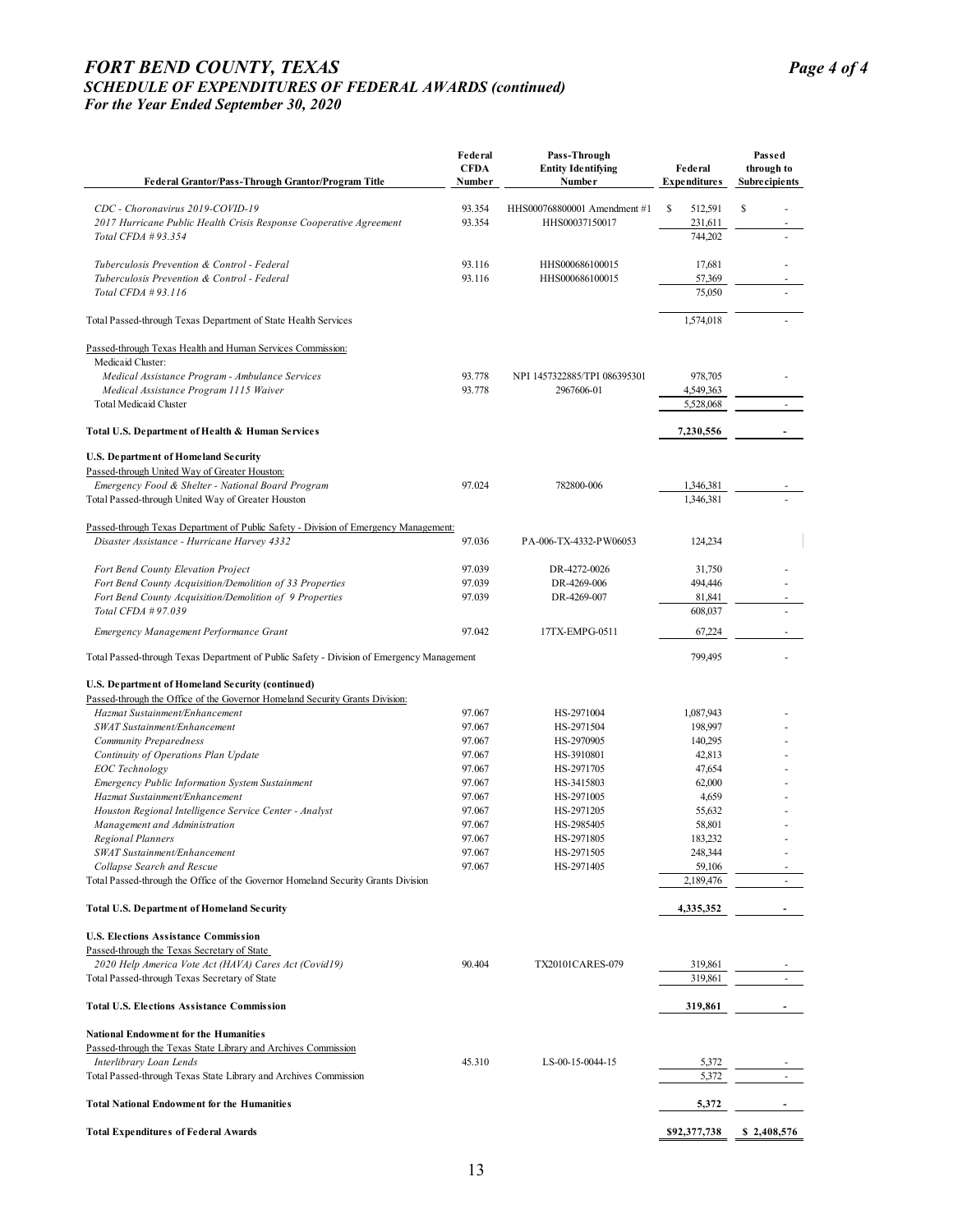# FORT BEND COUNTY, TEXAS
## SCHEDULE OF EXPENDITURES OF FEDERAL AWARDS (continued)
### For the Year Ended September 30, 2020

| Federal Grantor/Pass-Through Grantor/Program Title | Federal CFDA Number | Pass-Through Entity Identifying Number | Federal Expenditures | Passed through to Subrecipients |
|---|---|---|---|---|
| *CDC - Choronavirus 2019-COVID-19* | 93.354 | HHS000768800001 Amendment #1 | $ 512,591 | $ - |
| *2017 Hurricane Public Health Crisis Response Cooperative Agreement* | 93.354 | HHS00037150017 | 231,611 | - |
| *Total CFDA # 93.354* | | | 744,202 | - |
| *Tuberculosis Prevention & Control - Federal* | 93.116 | HHS000686100015 | 17,681 | - |
| *Tuberculosis Prevention & Control - Federal* | 93.116 | HHS000686100015 | 57,369 | - |
| *Total CFDA # 93.116* | | | 75,050 | - |
| Total Passed-through Texas Department of State Health Services | | | 1,574,018 | - |
| Passed-through Texas Health and Human Services Commission: | | | | |
| Medicaid Cluster: | | | | |
| *Medical Assistance Program - Ambulance Services* | 93.778 | NPI 1457322885/TPI 086395301 | 978,705 | - |
| *Medical Assistance Program 1115 Waiver* | 93.778 | 2967606-01 | 4,549,363 | |
| Total Medicaid Cluster | | | 5,528,068 | - |
| **Total U.S. Department of Health & Human Services** | | | **7,230,556** | **-** |
| **U.S. Department of Homeland Security** | | | | |
| Passed-through United Way of Greater Houston: | | | | |
| *Emergency Food & Shelter - National Board Program* | 97.024 | 782800-006 | 1,346,381 | - |
| Total Passed-through United Way of Greater Houston | | | 1,346,381 | - |
| Passed-through Texas Department of Public Safety - Division of Emergency Management: | | | | |
| *Disaster Assistance - Hurricane Harvey 4332* | 97.036 | PA-006-TX-4332-PW06053 | 124,234 | |
| *Fort Bend County Elevation Project* | 97.039 | DR-4272-0026 | 31,750 | - |
| *Fort Bend County Acquisition/Demolition of 33 Properties* | 97.039 | DR-4269-006 | 494,446 | - |
| *Fort Bend County Acquisition/Demolition of 9 Properties* | 97.039 | DR-4269-007 | 81,841 | - |
| *Total CFDA # 97.039* | | | 608,037 | - |
| *Emergency Management Performance Grant* | 97.042 | 17TX-EMPG-0511 | 67,224 | - |
| Total Passed-through Texas Department of Public Safety - Division of Emergency Management | | | 799,495 | - |
| **U.S. Department of Homeland Security (continued)** | | | | |
| Passed-through the Office of the Governor Homeland Security Grants Division: | | | | |
| *Hazmat Sustainment/Enhancement* | 97.067 | HS-2971004 | 1,087,943 | - |
| *SWAT Sustainment/Enhancement* | 97.067 | HS-2971504 | 198,997 | - |
| *Community Preparedness* | 97.067 | HS-2970905 | 140,295 | - |
| *Continuity of Operations Plan Update* | 97.067 | HS-3910801 | 42,813 | - |
| *EOC Technology* | 97.067 | HS-2971705 | 47,654 | - |
| *Emergency Public Information System Sustainment* | 97.067 | HS-3415803 | 62,000 | - |
| *Hazmat Sustainment/Enhancement* | 97.067 | HS-2971005 | 4,659 | - |
| *Houston Regional Intelligence Service Center - Analyst* | 97.067 | HS-2971205 | 55,632 | - |
| *Management and Administration* | 97.067 | HS-2985405 | 58,801 | - |
| *Regional Planners* | 97.067 | HS-2971805 | 183,232 | - |
| *SWAT Sustainment/Enhancement* | 97.067 | HS-2971505 | 248,344 | - |
| *Collapse Search and Rescue* | 97.067 | HS-2971405 | 59,106 | - |
| Total Passed-through the Office of the Governor Homeland Security Grants Division | | | 2,189,476 | - |
| **Total U.S. Department of Homeland Security** | | | **4,335,352** | **-** |
| **U.S. Elections Assistance Commission** | | | | |
| Passed-through the Texas Secretary of State | | | | |
| *2020 Help America Vote Act (HAVA) Cares Act (Covid19)* | 90.404 | TX20101CARES-079 | 319,861 | - |
| Total Passed-through Texas Secretary of State | | | 319,861 | - |
| **Total U.S. Elections Assistance Commission** | | | **319,861** | **-** |
| **National Endowment for the Humanities** | | | | |
| Passed-through the Texas State Library and Archives Commission | | | | |
| *Interlibrary Loan Lends* | 45.310 | LS-00-15-0044-15 | 5,372 | - |
| Total Passed-through Texas State Library and Archives Commission | | | 5,372 | - |
| **Total National Endowment for the Humanities** | | | **5,372** | **-** |
| **Total Expenditures of Federal Awards** | | | **$92,377,738** | **$ 2,408,576** |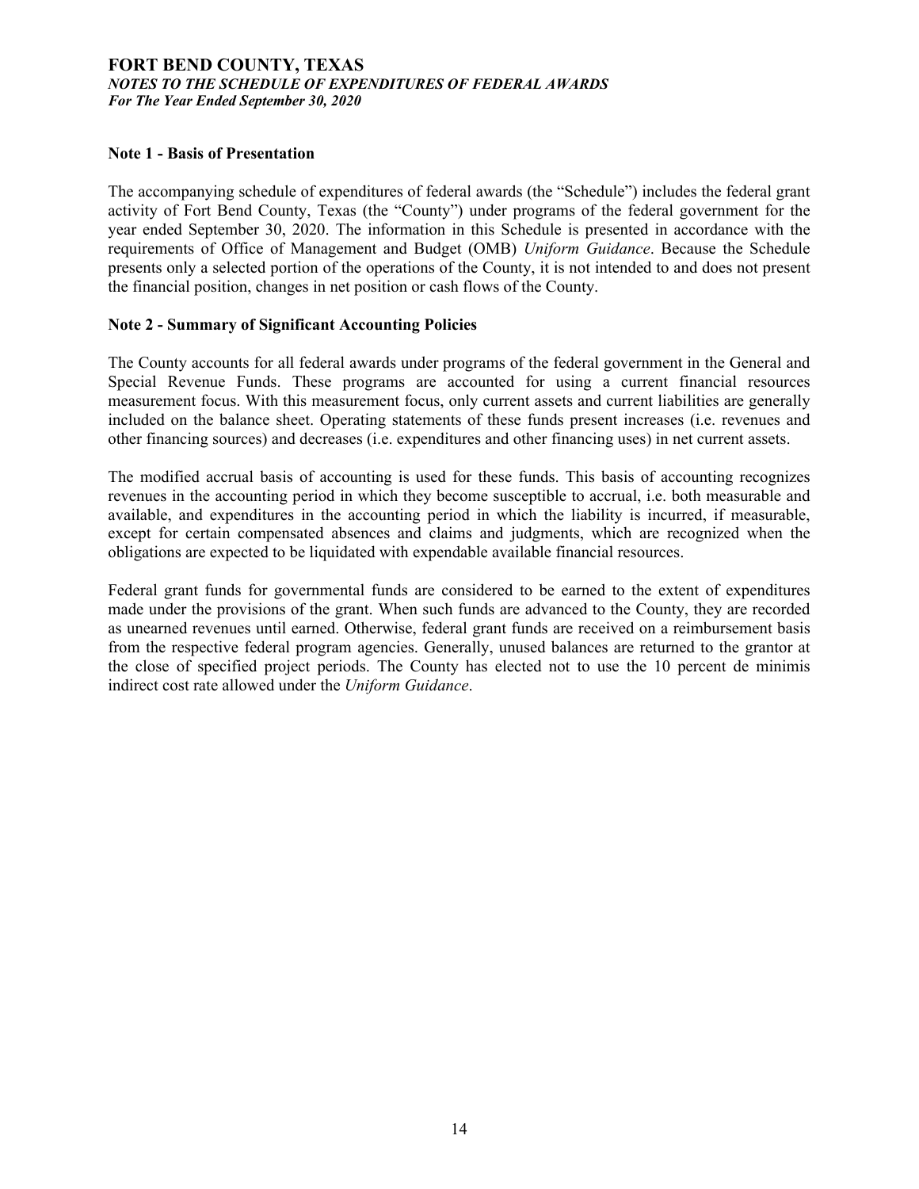# FORT BEND COUNTY, TEXAS

***NOTES TO THE SCHEDULE OF EXPENDITURES OF FEDERAL AWARDS***
***For The Year Ended September 30, 2020***

**Note 1 - Basis of Presentation**

The accompanying schedule of expenditures of federal awards (the "Schedule") includes the federal grant activity of Fort Bend County, Texas (the "County") under programs of the federal government for the year ended September 30, 2020. The information in this Schedule is presented in accordance with the requirements of Office of Management and Budget (OMB) *Uniform Guidance*. Because the Schedule presents only a selected portion of the operations of the County, it is not intended to and does not present the financial position, changes in net position or cash flows of the County.

**Note 2 - Summary of Significant Accounting Policies**

The County accounts for all federal awards under programs of the federal government in the General and Special Revenue Funds. These programs are accounted for using a current financial resources measurement focus. With this measurement focus, only current assets and current liabilities are generally included on the balance sheet. Operating statements of these funds present increases (i.e. revenues and other financing sources) and decreases (i.e. expenditures and other financing uses) in net current assets.

The modified accrual basis of accounting is used for these funds. This basis of accounting recognizes revenues in the accounting period in which they become susceptible to accrual, i.e. both measurable and available, and expenditures in the accounting period in which the liability is incurred, if measurable, except for certain compensated absences and claims and judgments, which are recognized when the obligations are expected to be liquidated with expendable available financial resources.

Federal grant funds for governmental funds are considered to be earned to the extent of expenditures made under the provisions of the grant. When such funds are advanced to the County, they are recorded as unearned revenues until earned. Otherwise, federal grant funds are received on a reimbursement basis from the respective federal program agencies. Generally, unused balances are returned to the grantor at the close of specified project periods. The County has elected not to use the 10 percent de minimis indirect cost rate allowed under the *Uniform Guidance*.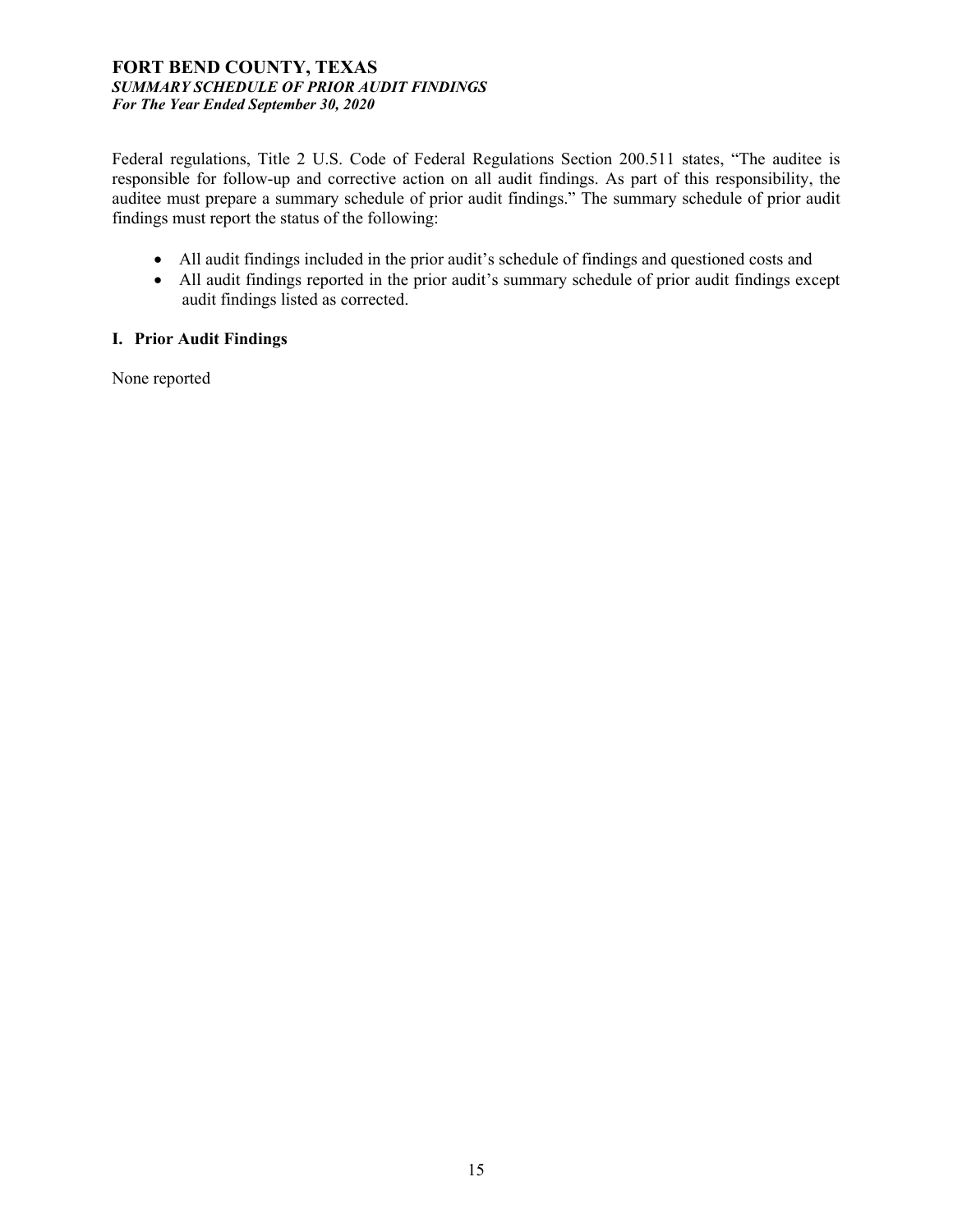# FORT BEND COUNTY, TEXAS
***SUMMARY SCHEDULE OF PRIOR AUDIT FINDINGS***
***For The Year Ended September 30, 2020***

Federal regulations, Title 2 U.S. Code of Federal Regulations Section 200.511 states, "The auditee is responsible for follow-up and corrective action on all audit findings. As part of this responsibility, the auditee must prepare a summary schedule of prior audit findings." The summary schedule of prior audit findings must report the status of the following:

- All audit findings included in the prior audit's schedule of findings and questioned costs and
- All audit findings reported in the prior audit's summary schedule of prior audit findings except audit findings listed as corrected.

## I. Prior Audit Findings

None reported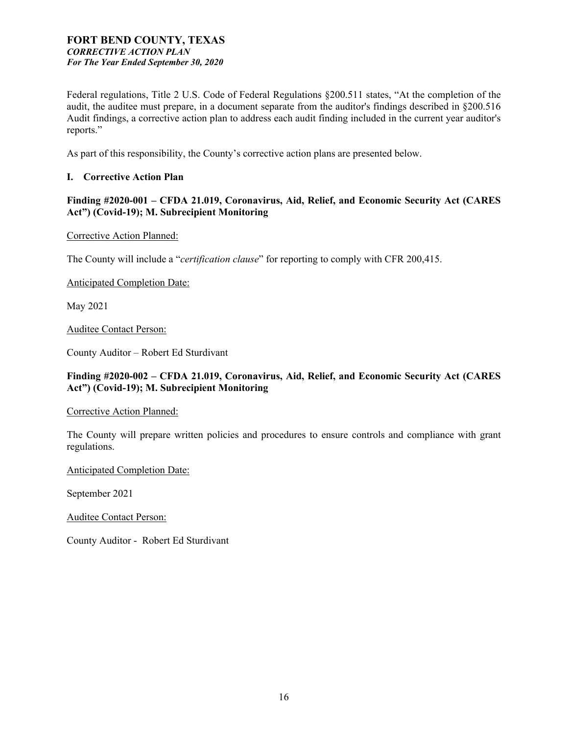**FORT BEND COUNTY, TEXAS**
***CORRECTIVE ACTION PLAN***
***For The Year Ended September 30, 2020***

Federal regulations, Title 2 U.S. Code of Federal Regulations §200.511 states, "At the completion of the audit, the auditee must prepare, in a document separate from the auditor's findings described in §200.516 Audit findings, a corrective action plan to address each audit finding included in the current year auditor's reports."

As part of this responsibility, the County's corrective action plans are presented below.

## I. Corrective Action Plan

### Finding #2020-001 – CFDA 21.019, Coronavirus, Aid, Relief, and Economic Security Act (CARES Act") (Covid-19); M. Subrecipient Monitoring

Corrective Action Planned:

The County will include a "*certification clause*" for reporting to comply with CFR 200,415.

Anticipated Completion Date:

May 2021

Auditee Contact Person:

County Auditor – Robert Ed Sturdivant

### Finding #2020-002 – CFDA 21.019, Coronavirus, Aid, Relief, and Economic Security Act (CARES Act") (Covid-19); M. Subrecipient Monitoring

Corrective Action Planned:

The County will prepare written policies and procedures to ensure controls and compliance with grant regulations.

Anticipated Completion Date:

September 2021

Auditee Contact Person:

County Auditor - Robert Ed Sturdivant